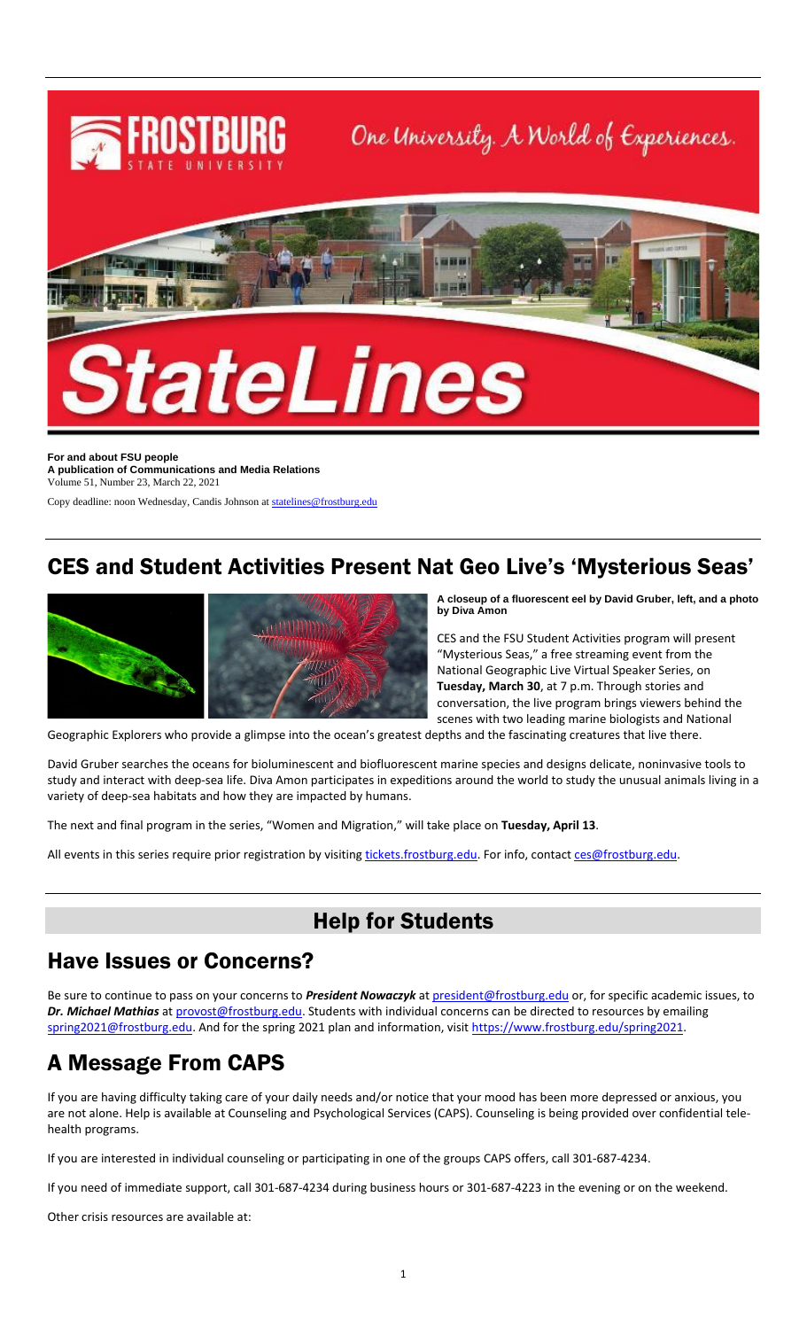# StateLines

**For and about FSU people**
**A publication of Communications and Media Relations**
Volume 51, Number 23, March 22, 2021

Copy deadline: noon Wednesday, Candis Johnson at statelines@frostburg.edu

## CES and Student Activities Present Nat Geo Live's 'Mysterious Seas'

**A closeup of a fluorescent eel by David Gruber, left, and a photo by Diva Amon**

CES and the FSU Student Activities program will present "Mysterious Seas," a free streaming event from the National Geographic Live Virtual Speaker Series, on **Tuesday, March 30**, at 7 p.m. Through stories and conversation, the live program brings viewers behind the scenes with two leading marine biologists and National Geographic Explorers who provide a glimpse into the ocean's greatest depths and the fascinating creatures that live there.

David Gruber searches the oceans for bioluminescent and biofluorescent marine species and designs delicate, noninvasive tools to study and interact with deep-sea life. Diva Amon participates in expeditions around the world to study the unusual animals living in a variety of deep-sea habitats and how they are impacted by humans.

The next and final program in the series, "Women and Migration," will take place on **Tuesday, April 13**.

All events in this series require prior registration by visiting tickets.frostburg.edu. For info, contact ces@frostburg.edu.

# Help for Students

## Have Issues or Concerns?

Be sure to continue to pass on your concerns to ***President Nowaczyk*** at president@frostburg.edu or, for specific academic issues, to ***Dr. Michael Mathias*** at provost@frostburg.edu. Students with individual concerns can be directed to resources by emailing spring2021@frostburg.edu. And for the spring 2021 plan and information, visit https://www.frostburg.edu/spring2021.

## A Message From CAPS

If you are having difficulty taking care of your daily needs and/or notice that your mood has been more depressed or anxious, you are not alone. Help is available at Counseling and Psychological Services (CAPS). Counseling is being provided over confidential tele-health programs.

If you are interested in individual counseling or participating in one of the groups CAPS offers, call 301-687-4234.

If you need of immediate support, call 301-687-4234 during business hours or 301-687-4223 in the evening or on the weekend.

Other crisis resources are available at: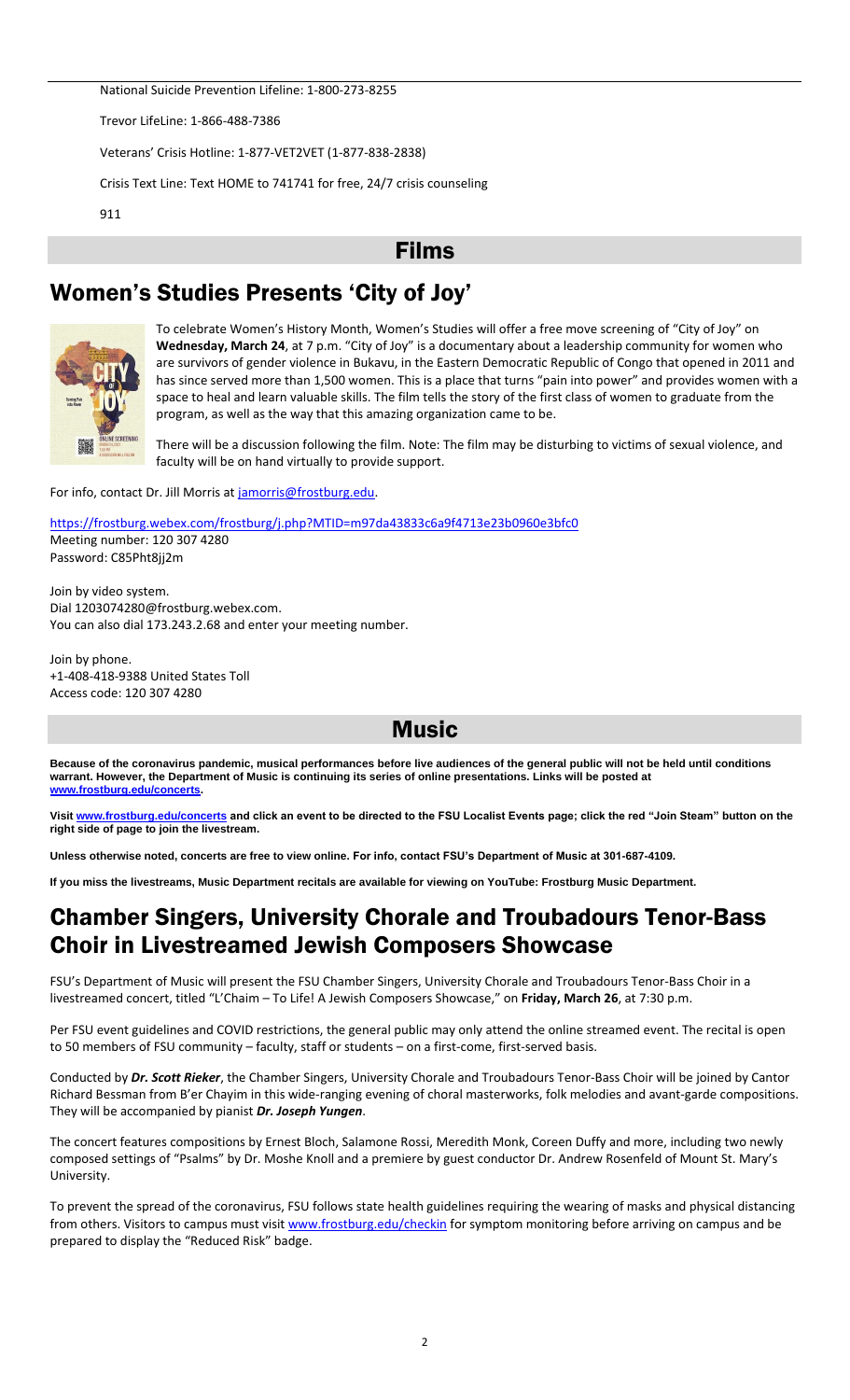National Suicide Prevention Lifeline: 1-800-273-8255

Trevor LifeLine: 1-866-488-7386

Veterans' Crisis Hotline: 1-877-VET2VET (1-877-838-2838)

Crisis Text Line: Text HOME to 741741 for free, 24/7 crisis counseling

911

# Films

## Women's Studies Presents 'City of Joy'

To celebrate Women's History Month, Women's Studies will offer a free move screening of "City of Joy" on **Wednesday, March 24**, at 7 p.m. "City of Joy" is a documentary about a leadership community for women who are survivors of gender violence in Bukavu, in the Eastern Democratic Republic of Congo that opened in 2011 and has since served more than 1,500 women. This is a place that turns "pain into power" and provides women with a space to heal and learn valuable skills. The film tells the story of the first class of women to graduate from the program, as well as the way that this amazing organization came to be.

There will be a discussion following the film. Note: The film may be disturbing to victims of sexual violence, and faculty will be on hand virtually to provide support.

For info, contact Dr. Jill Morris at jamorris@frostburg.edu.

https://frostburg.webex.com/frostburg/j.php?MTID=m97da43833c6a9f4713e23b0960e3bfc0
Meeting number: 120 307 4280
Password: C85Pht8jj2m

Join by video system.
Dial 1203074280@frostburg.webex.com.
You can also dial 173.243.2.68 and enter your meeting number.

Join by phone.
+1-408-418-9388 United States Toll
Access code: 120 307 4280

# Music

**Because of the coronavirus pandemic, musical performances before live audiences of the general public will not be held until conditions warrant. However, the Department of Music is continuing its series of online presentations. Links will be posted at www.frostburg.edu/concerts.**

**Visit www.frostburg.edu/concerts and click an event to be directed to the FSU Localist Events page; click the red "Join Steam" button on the right side of page to join the livestream.**

**Unless otherwise noted, concerts are free to view online. For info, contact FSU's Department of Music at 301-687-4109.**

**If you miss the livestreams, Music Department recitals are available for viewing on YouTube: Frostburg Music Department.**

## Chamber Singers, University Chorale and Troubadours Tenor-Bass Choir in Livestreamed Jewish Composers Showcase

FSU's Department of Music will present the FSU Chamber Singers, University Chorale and Troubadours Tenor-Bass Choir in a livestreamed concert, titled "L'Chaim – To Life! A Jewish Composers Showcase," on **Friday, March 26**, at 7:30 p.m.

Per FSU event guidelines and COVID restrictions, the general public may only attend the online streamed event. The recital is open to 50 members of FSU community – faculty, staff or students – on a first-come, first-served basis.

Conducted by ***Dr. Scott Rieker***, the Chamber Singers, University Chorale and Troubadours Tenor-Bass Choir will be joined by Cantor Richard Bessman from B'er Chayim in this wide-ranging evening of choral masterworks, folk melodies and avant-garde compositions. They will be accompanied by pianist ***Dr. Joseph Yungen***.

The concert features compositions by Ernest Bloch, Salamone Rossi, Meredith Monk, Coreen Duffy and more, including two newly composed settings of "Psalms" by Dr. Moshe Knoll and a premiere by guest conductor Dr. Andrew Rosenfeld of Mount St. Mary's University.

To prevent the spread of the coronavirus, FSU follows state health guidelines requiring the wearing of masks and physical distancing from others. Visitors to campus must visit www.frostburg.edu/checkin for symptom monitoring before arriving on campus and be prepared to display the "Reduced Risk" badge.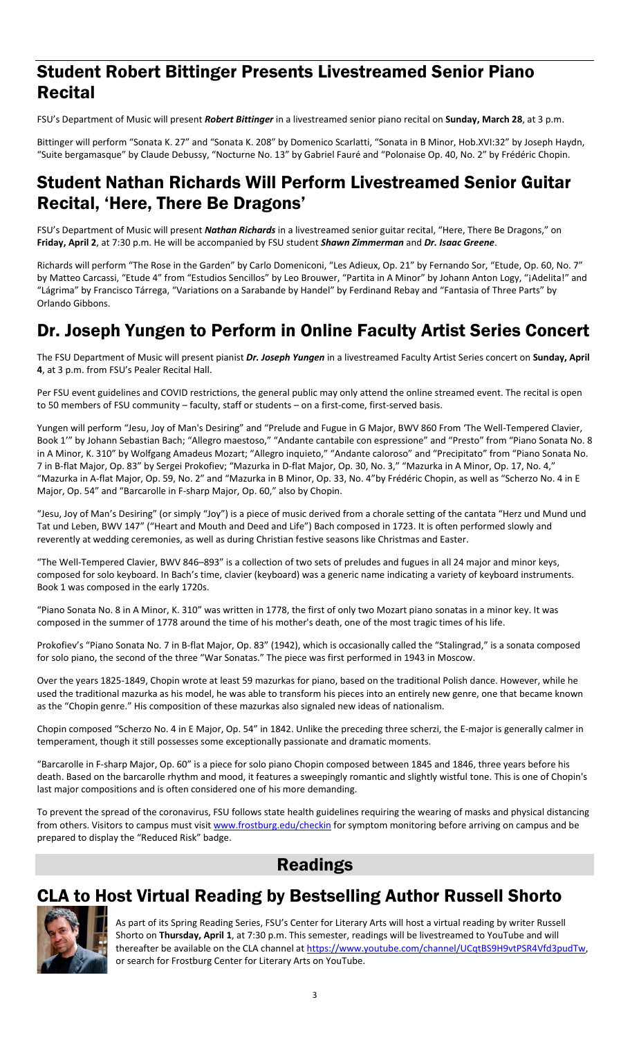## Student Robert Bittinger Presents Livestreamed Senior Piano Recital

FSU's Department of Music will present ***Robert Bittinger*** in a livestreamed senior piano recital on **Sunday, March 28**, at 3 p.m.

Bittinger will perform "Sonata K. 27" and "Sonata K. 208" by Domenico Scarlatti, "Sonata in B Minor, Hob.XVI:32" by Joseph Haydn, "Suite bergamasque" by Claude Debussy, "Nocturne No. 13" by Gabriel Fauré and "Polonaise Op. 40, No. 2" by Frédéric Chopin.

## Student Nathan Richards Will Perform Livestreamed Senior Guitar Recital, 'Here, There Be Dragons'

FSU's Department of Music will present ***Nathan Richards*** in a livestreamed senior guitar recital, "Here, There Be Dragons," on **Friday, April 2**, at 7:30 p.m. He will be accompanied by FSU student ***Shawn Zimmerman*** and ***Dr. Isaac Greene***.

Richards will perform "The Rose in the Garden" by Carlo Domeniconi, "Les Adieux, Op. 21" by Fernando Sor, "Etude, Op. 60, No. 7" by Matteo Carcassi, "Etude 4" from "Estudios Sencillos" by Leo Brouwer, "Partita in A Minor" by Johann Anton Logy, "¡Adelita!" and "Lágrima" by Francisco Tárrega, "Variations on a Sarabande by Handel" by Ferdinand Rebay and "Fantasia of Three Parts" by Orlando Gibbons.

## Dr. Joseph Yungen to Perform in Online Faculty Artist Series Concert

The FSU Department of Music will present pianist ***Dr. Joseph Yungen*** in a livestreamed Faculty Artist Series concert on **Sunday, April 4**, at 3 p.m. from FSU's Pealer Recital Hall.

Per FSU event guidelines and COVID restrictions, the general public may only attend the online streamed event. The recital is open to 50 members of FSU community – faculty, staff or students – on a first-come, first-served basis.

Yungen will perform "Jesu, Joy of Man's Desiring" and "Prelude and Fugue in G Major, BWV 860 From 'The Well-Tempered Clavier, Book 1'" by Johann Sebastian Bach; "Allegro maestoso," "Andante cantabile con espressione" and "Presto" from "Piano Sonata No. 8 in A Minor, K. 310" by Wolfgang Amadeus Mozart; "Allegro inquieto," "Andante caloroso" and "Precipitato" from "Piano Sonata No. 7 in B-flat Major, Op. 83" by Sergei Prokofiev; "Mazurka in D-flat Major, Op. 30, No. 3," "Mazurka in A Minor, Op. 17, No. 4," "Mazurka in A-flat Major, Op. 59, No. 2" and "Mazurka in B Minor, Op. 33, No. 4"by Frédéric Chopin, as well as "Scherzo No. 4 in E Major, Op. 54" and "Barcarolle in F-sharp Major, Op. 60," also by Chopin.

"Jesu, Joy of Man's Desiring" (or simply "Joy") is a piece of music derived from a chorale setting of the cantata "Herz und Mund und Tat und Leben, BWV 147" ("Heart and Mouth and Deed and Life") Bach composed in 1723. It is often performed slowly and reverently at wedding ceremonies, as well as during Christian festive seasons like Christmas and Easter.

"The Well-Tempered Clavier, BWV 846–893" is a collection of two sets of preludes and fugues in all 24 major and minor keys, composed for solo keyboard. In Bach's time, clavier (keyboard) was a generic name indicating a variety of keyboard instruments. Book 1 was composed in the early 1720s.

"Piano Sonata No. 8 in A Minor, K. 310" was written in 1778, the first of only two Mozart piano sonatas in a minor key. It was composed in the summer of 1778 around the time of his mother's death, one of the most tragic times of his life.

Prokofiev's "Piano Sonata No. 7 in B-flat Major, Op. 83" (1942), which is occasionally called the "Stalingrad," is a sonata composed for solo piano, the second of the three "War Sonatas." The piece was first performed in 1943 in Moscow.

Over the years 1825-1849, Chopin wrote at least 59 mazurkas for piano, based on the traditional Polish dance. However, while he used the traditional mazurka as his model, he was able to transform his pieces into an entirely new genre, one that became known as the "Chopin genre." His composition of these mazurkas also signaled new ideas of nationalism.

Chopin composed "Scherzo No. 4 in E Major, Op. 54" in 1842. Unlike the preceding three scherzi, the E-major is generally calmer in temperament, though it still possesses some exceptionally passionate and dramatic moments.

"Barcarolle in F-sharp Major, Op. 60" is a piece for solo piano Chopin composed between 1845 and 1846, three years before his death. Based on the barcarolle rhythm and mood, it features a sweepingly romantic and slightly wistful tone. This is one of Chopin's last major compositions and is often considered one of his more demanding.

To prevent the spread of the coronavirus, FSU follows state health guidelines requiring the wearing of masks and physical distancing from others. Visitors to campus must visit www.frostburg.edu/checkin for symptom monitoring before arriving on campus and be prepared to display the "Reduced Risk" badge.

# Readings

## CLA to Host Virtual Reading by Bestselling Author Russell Shorto

As part of its Spring Reading Series, FSU's Center for Literary Arts will host a virtual reading by writer Russell Shorto on **Thursday, April 1**, at 7:30 p.m. This semester, readings will be livestreamed to YouTube and will thereafter be available on the CLA channel at https://www.youtube.com/channel/UCqtBS9H9vtPSR4Vfd3pudTw, or search for Frostburg Center for Literary Arts on YouTube.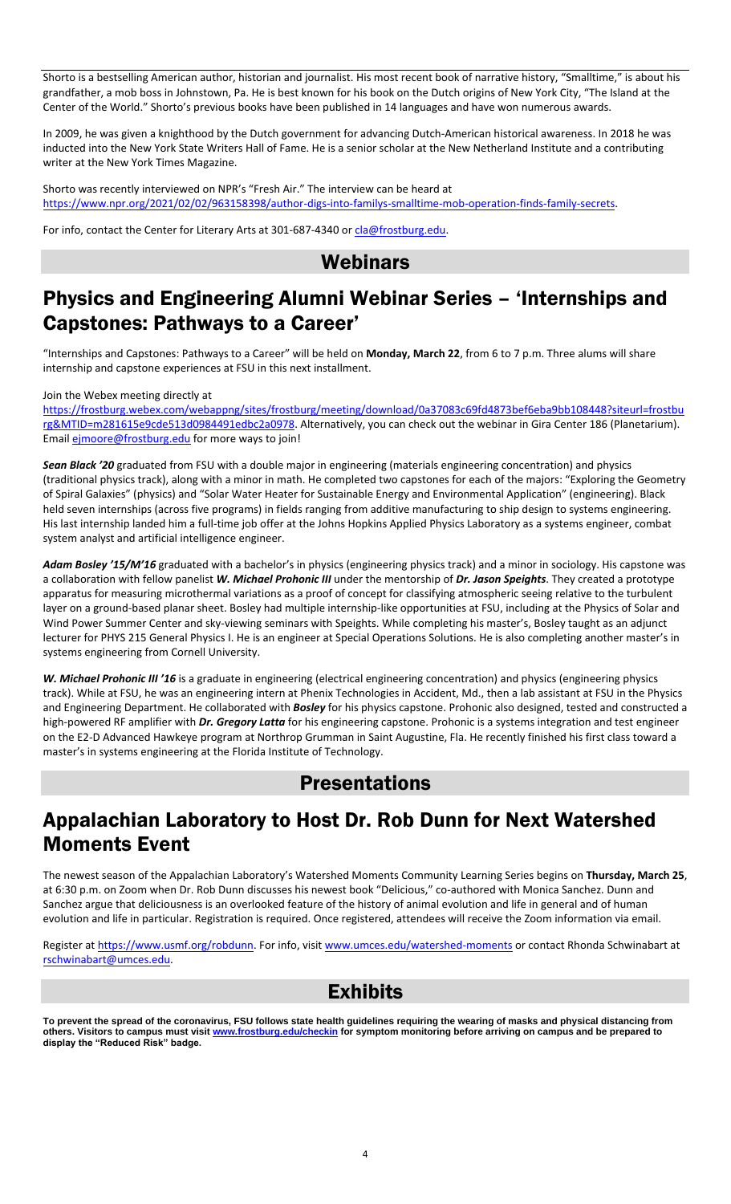Shorto is a bestselling American author, historian and journalist. His most recent book of narrative history, "Smalltime," is about his grandfather, a mob boss in Johnstown, Pa. He is best known for his book on the Dutch origins of New York City, "The Island at the Center of the World." Shorto's previous books have been published in 14 languages and have won numerous awards.

In 2009, he was given a knighthood by the Dutch government for advancing Dutch-American historical awareness. In 2018 he was inducted into the New York State Writers Hall of Fame. He is a senior scholar at the New Netherland Institute and a contributing writer at the New York Times Magazine.

Shorto was recently interviewed on NPR's "Fresh Air." The interview can be heard at https://www.npr.org/2021/02/02/963158398/author-digs-into-familys-smalltime-mob-operation-finds-family-secrets.

For info, contact the Center for Literary Arts at 301-687-4340 or cla@frostburg.edu.

# Webinars

## Physics and Engineering Alumni Webinar Series – 'Internships and Capstones: Pathways to a Career'

"Internships and Capstones: Pathways to a Career" will be held on **Monday, March 22**, from 6 to 7 p.m. Three alums will share internship and capstone experiences at FSU in this next installment.

Join the Webex meeting directly at https://frostburg.webex.com/webappng/sites/frostburg/meeting/download/0a37083c69fd4873bef6eba9bb108448?siteurl=frostburg&MTID=m281615e9cde513d0984491edbc2a0978. Alternatively, you can check out the webinar in Gira Center 186 (Planetarium). Email ejmoore@frostburg.edu for more ways to join!

***Sean Black '20*** graduated from FSU with a double major in engineering (materials engineering concentration) and physics (traditional physics track), along with a minor in math. He completed two capstones for each of the majors: "Exploring the Geometry of Spiral Galaxies" (physics) and "Solar Water Heater for Sustainable Energy and Environmental Application" (engineering). Black held seven internships (across five programs) in fields ranging from additive manufacturing to ship design to systems engineering. His last internship landed him a full-time job offer at the Johns Hopkins Applied Physics Laboratory as a systems engineer, combat system analyst and artificial intelligence engineer.

***Adam Bosley '15/M'16*** graduated with a bachelor's in physics (engineering physics track) and a minor in sociology. His capstone was a collaboration with fellow panelist ***W. Michael Prohonic III*** under the mentorship of ***Dr. Jason Speights***. They created a prototype apparatus for measuring microthermal variations as a proof of concept for classifying atmospheric seeing relative to the turbulent layer on a ground-based planar sheet. Bosley had multiple internship-like opportunities at FSU, including at the Physics of Solar and Wind Power Summer Center and sky-viewing seminars with Speights. While completing his master's, Bosley taught as an adjunct lecturer for PHYS 215 General Physics I. He is an engineer at Special Operations Solutions. He is also completing another master's in systems engineering from Cornell University.

***W. Michael Prohonic III '16*** is a graduate in engineering (electrical engineering concentration) and physics (engineering physics track). While at FSU, he was an engineering intern at Phenix Technologies in Accident, Md., then a lab assistant at FSU in the Physics and Engineering Department. He collaborated with ***Bosley*** for his physics capstone. Prohonic also designed, tested and constructed a high-powered RF amplifier with ***Dr. Gregory Latta*** for his engineering capstone. Prohonic is a systems integration and test engineer on the E2-D Advanced Hawkeye program at Northrop Grumman in Saint Augustine, Fla. He recently finished his first class toward a master's in systems engineering at the Florida Institute of Technology.

# Presentations

## Appalachian Laboratory to Host Dr. Rob Dunn for Next Watershed Moments Event

The newest season of the Appalachian Laboratory's Watershed Moments Community Learning Series begins on **Thursday, March 25**, at 6:30 p.m. on Zoom when Dr. Rob Dunn discusses his newest book "Delicious," co-authored with Monica Sanchez. Dunn and Sanchez argue that deliciousness is an overlooked feature of the history of animal evolution and life in general and of human evolution and life in particular. Registration is required. Once registered, attendees will receive the Zoom information via email.

Register at https://www.usmf.org/robdunn. For info, visit www.umces.edu/watershed-moments or contact Rhonda Schwinabart at rschwinabart@umces.edu.

# Exhibits

**To prevent the spread of the coronavirus, FSU follows state health guidelines requiring the wearing of masks and physical distancing from others. Visitors to campus must visit www.frostburg.edu/checkin for symptom monitoring before arriving on campus and be prepared to display the "Reduced Risk" badge.**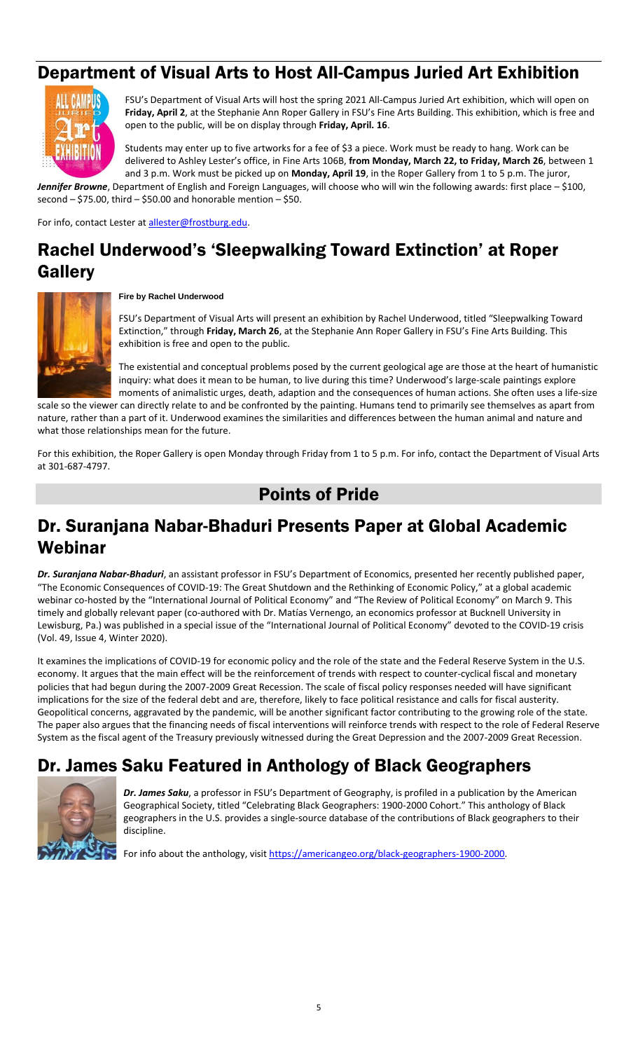## Department of Visual Arts to Host All-Campus Juried Art Exhibition

FSU's Department of Visual Arts will host the spring 2021 All-Campus Juried Art exhibition, which will open on **Friday, April 2**, at the Stephanie Ann Roper Gallery in FSU's Fine Arts Building. This exhibition, which is free and open to the public, will be on display through **Friday, April. 16**.

Students may enter up to five artworks for a fee of $3 a piece. Work must be ready to hang. Work can be delivered to Ashley Lester's office, in Fine Arts 106B, **from Monday, March 22, to Friday, March 26**, between 1 and 3 p.m. Work must be picked up on **Monday, April 19**, in the Roper Gallery from 1 to 5 p.m. The juror, ***Jennifer Browne***, Department of English and Foreign Languages, will choose who will win the following awards: first place – $100, second – $75.00, third – $50.00 and honorable mention – $50.

For info, contact Lester at allester@frostburg.edu.

## Rachel Underwood's 'Sleepwalking Toward Extinction' at Roper Gallery

**Fire by Rachel Underwood**

FSU's Department of Visual Arts will present an exhibition by Rachel Underwood, titled "Sleepwalking Toward Extinction," through **Friday, March 26**, at the Stephanie Ann Roper Gallery in FSU's Fine Arts Building. This exhibition is free and open to the public.

The existential and conceptual problems posed by the current geological age are those at the heart of humanistic inquiry: what does it mean to be human, to live during this time? Underwood's large-scale paintings explore moments of animalistic urges, death, adaption and the consequences of human actions. She often uses a life-size scale so the viewer can directly relate to and be confronted by the painting. Humans tend to primarily see themselves as apart from nature, rather than a part of it. Underwood examines the similarities and differences between the human animal and nature and what those relationships mean for the future.

For this exhibition, the Roper Gallery is open Monday through Friday from 1 to 5 p.m. For info, contact the Department of Visual Arts at 301-687-4797.

# Points of Pride

## Dr. Suranjana Nabar-Bhaduri Presents Paper at Global Academic Webinar

***Dr. Suranjana Nabar-Bhaduri***, an assistant professor in FSU's Department of Economics, presented her recently published paper, "The Economic Consequences of COVID-19: The Great Shutdown and the Rethinking of Economic Policy," at a global academic webinar co-hosted by the "International Journal of Political Economy" and "The Review of Political Economy" on March 9. This timely and globally relevant paper (co-authored with Dr. Matías Vernengo, an economics professor at Bucknell University in Lewisburg, Pa.) was published in a special issue of the "International Journal of Political Economy" devoted to the COVID-19 crisis (Vol. 49, Issue 4, Winter 2020).

It examines the implications of COVID-19 for economic policy and the role of the state and the Federal Reserve System in the U.S. economy. It argues that the main effect will be the reinforcement of trends with respect to counter-cyclical fiscal and monetary policies that had begun during the 2007-2009 Great Recession. The scale of fiscal policy responses needed will have significant implications for the size of the federal debt and are, therefore, likely to face political resistance and calls for fiscal austerity. Geopolitical concerns, aggravated by the pandemic, will be another significant factor contributing to the growing role of the state. The paper also argues that the financing needs of fiscal interventions will reinforce trends with respect to the role of Federal Reserve System as the fiscal agent of the Treasury previously witnessed during the Great Depression and the 2007-2009 Great Recession.

## Dr. James Saku Featured in Anthology of Black Geographers

***Dr. James Saku***, a professor in FSU's Department of Geography, is profiled in a publication by the American Geographical Society, titled "Celebrating Black Geographers: 1900-2000 Cohort." This anthology of Black geographers in the U.S. provides a single-source database of the contributions of Black geographers to their discipline.

For info about the anthology, visit https://americangeo.org/black-geographers-1900-2000.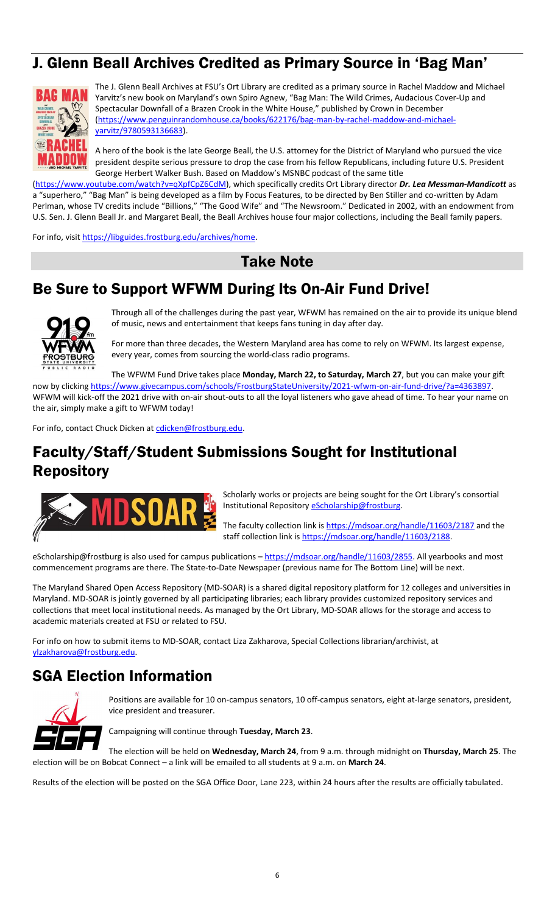## J. Glenn Beall Archives Credited as Primary Source in 'Bag Man'

The J. Glenn Beall Archives at FSU's Ort Library are credited as a primary source in Rachel Maddow and Michael Yarvitz's new book on Maryland's own Spiro Agnew, "Bag Man: The Wild Crimes, Audacious Cover-Up and Spectacular Downfall of a Brazen Crook in the White House," published by Crown in December (https://www.penguinrandomhouse.ca/books/622176/bag-man-by-rachel-maddow-and-michael-yarvitz/9780593136683).

A hero of the book is the late George Beall, the U.S. attorney for the District of Maryland who pursued the vice president despite serious pressure to drop the case from his fellow Republicans, including future U.S. President George Herbert Walker Bush. Based on Maddow's MSNBC podcast of the same title (https://www.youtube.com/watch?v=qXpfCpZ6CdM), which specifically credits Ort Library director ***Dr. Lea Messman-Mandicott*** as a "superhero," "Bag Man" is being developed as a film by Focus Features, to be directed by Ben Stiller and co-written by Adam Perlman, whose TV credits include "Billions," "The Good Wife" and "The Newsroom." Dedicated in 2002, with an endowment from U.S. Sen. J. Glenn Beall Jr. and Margaret Beall, the Beall Archives house four major collections, including the Beall family papers.

For info, visit https://libguides.frostburg.edu/archives/home.

# Take Note

## Be Sure to Support WFWM During Its On-Air Fund Drive!

Through all of the challenges during the past year, WFWM has remained on the air to provide its unique blend of music, news and entertainment that keeps fans tuning in day after day.

For more than three decades, the Western Maryland area has come to rely on WFWM. Its largest expense, every year, comes from sourcing the world-class radio programs.

The WFWM Fund Drive takes place **Monday, March 22, to Saturday, March 27**, but you can make your gift now by clicking https://www.givecampus.com/schools/FrostburgStateUniversity/2021-wfwm-on-air-fund-drive/?a=4363897. WFWM will kick-off the 2021 drive with on-air shout-outs to all the loyal listeners who gave ahead of time. To hear your name on the air, simply make a gift to WFWM today!

For info, contact Chuck Dicken at cdicken@frostburg.edu.

## Faculty/Staff/Student Submissions Sought for Institutional Repository

Scholarly works or projects are being sought for the Ort Library's consortial Institutional Repository eScholarship@frostburg.

The faculty collection link is https://mdsoar.org/handle/11603/2187 and the staff collection link is https://mdsoar.org/handle/11603/2188.

eScholarship@frostburg is also used for campus publications – https://mdsoar.org/handle/11603/2855. All yearbooks and most commencement programs are there. The State-to-Date Newspaper (previous name for The Bottom Line) will be next.

The Maryland Shared Open Access Repository (MD-SOAR) is a shared digital repository platform for 12 colleges and universities in Maryland. MD-SOAR is jointly governed by all participating libraries; each library provides customized repository services and collections that meet local institutional needs. As managed by the Ort Library, MD-SOAR allows for the storage and access to academic materials created at FSU or related to FSU.

For info on how to submit items to MD-SOAR, contact Liza Zakharova, Special Collections librarian/archivist, at ylzakharova@frostburg.edu.

## SGA Election Information

Positions are available for 10 on-campus senators, 10 off-campus senators, eight at-large senators, president, vice president and treasurer.

Campaigning will continue through **Tuesday, March 23**.

The election will be held on **Wednesday, March 24**, from 9 a.m. through midnight on **Thursday, March 25**. The election will be on Bobcat Connect – a link will be emailed to all students at 9 a.m. on **March 24**.

Results of the election will be posted on the SGA Office Door, Lane 223, within 24 hours after the results are officially tabulated.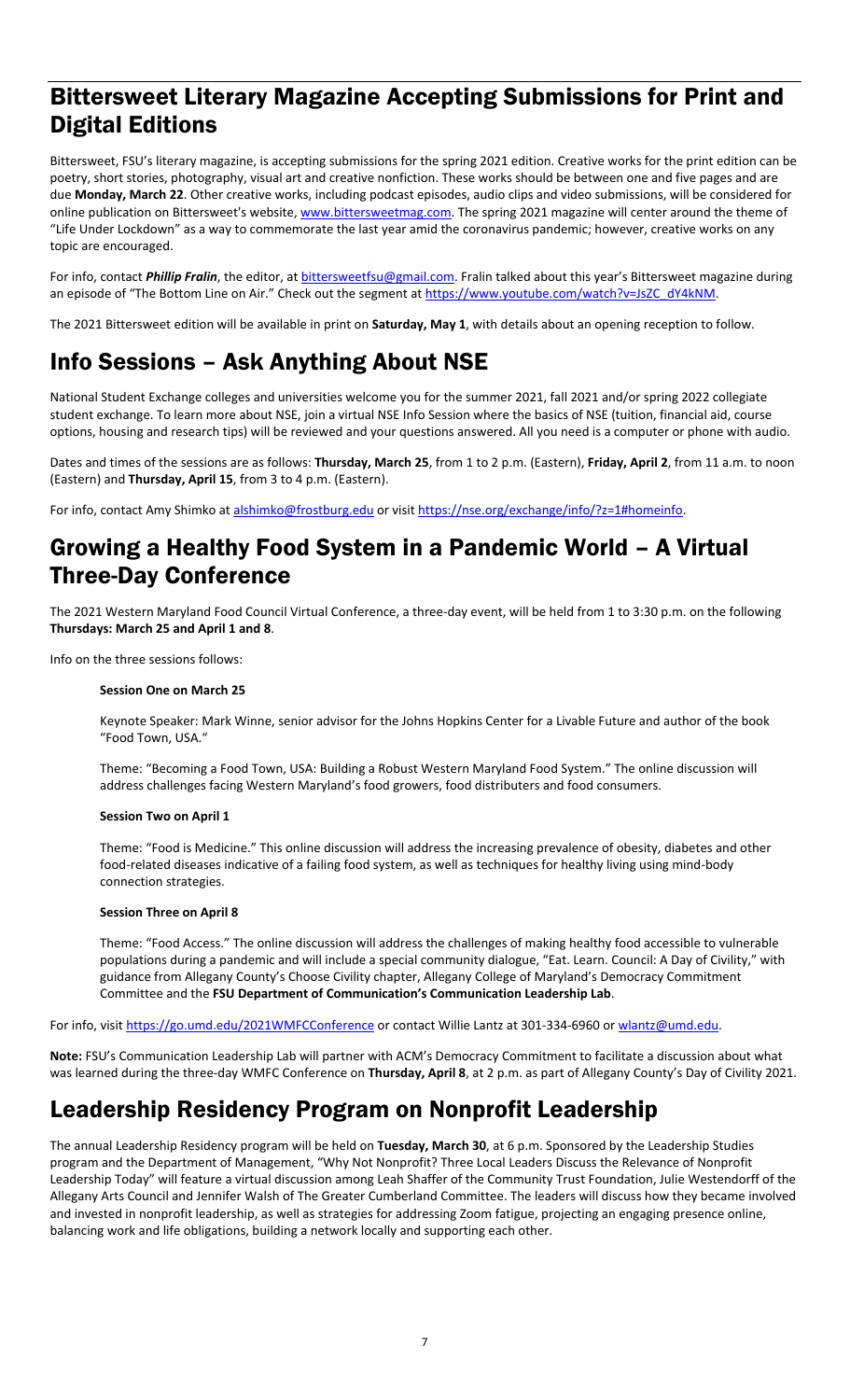## Bittersweet Literary Magazine Accepting Submissions for Print and Digital Editions

Bittersweet, FSU's literary magazine, is accepting submissions for the spring 2021 edition. Creative works for the print edition can be poetry, short stories, photography, visual art and creative nonfiction. These works should be between one and five pages and are due **Monday, March 22**. Other creative works, including podcast episodes, audio clips and video submissions, will be considered for online publication on Bittersweet's website, www.bittersweetmag.com. The spring 2021 magazine will center around the theme of "Life Under Lockdown" as a way to commemorate the last year amid the coronavirus pandemic; however, creative works on any topic are encouraged.

For info, contact ***Phillip Fralin***, the editor, at bittersweetfsu@gmail.com. Fralin talked about this year's Bittersweet magazine during an episode of "The Bottom Line on Air." Check out the segment at https://www.youtube.com/watch?v=JsZC_dY4kNM.

The 2021 Bittersweet edition will be available in print on **Saturday, May 1**, with details about an opening reception to follow.

## Info Sessions – Ask Anything About NSE

National Student Exchange colleges and universities welcome you for the summer 2021, fall 2021 and/or spring 2022 collegiate student exchange. To learn more about NSE, join a virtual NSE Info Session where the basics of NSE (tuition, financial aid, course options, housing and research tips) will be reviewed and your questions answered. All you need is a computer or phone with audio.

Dates and times of the sessions are as follows: **Thursday, March 25**, from 1 to 2 p.m. (Eastern), **Friday, April 2**, from 11 a.m. to noon (Eastern) and **Thursday, April 15**, from 3 to 4 p.m. (Eastern).

For info, contact Amy Shimko at alshimko@frostburg.edu or visit https://nse.org/exchange/info/?z=1#homeinfo.

## Growing a Healthy Food System in a Pandemic World – A Virtual Three-Day Conference

The 2021 Western Maryland Food Council Virtual Conference, a three-day event, will be held from 1 to 3:30 p.m. on the following **Thursdays: March 25 and April 1 and 8**.

Info on the three sessions follows:

**Session One on March 25**

Keynote Speaker: Mark Winne, senior advisor for the Johns Hopkins Center for a Livable Future and author of the book "Food Town, USA."

Theme: "Becoming a Food Town, USA: Building a Robust Western Maryland Food System." The online discussion will address challenges facing Western Maryland's food growers, food distributers and food consumers.

**Session Two on April 1**

Theme: "Food is Medicine." This online discussion will address the increasing prevalence of obesity, diabetes and other food-related diseases indicative of a failing food system, as well as techniques for healthy living using mind-body connection strategies.

**Session Three on April 8**

Theme: "Food Access." The online discussion will address the challenges of making healthy food accessible to vulnerable populations during a pandemic and will include a special community dialogue, "Eat. Learn. Council: A Day of Civility," with guidance from Allegany County's Choose Civility chapter, Allegany College of Maryland's Democracy Commitment Committee and the **FSU Department of Communication's Communication Leadership Lab**.

For info, visit https://go.umd.edu/2021WMFCConference or contact Willie Lantz at 301-334-6960 or wlantz@umd.edu.

**Note:** FSU's Communication Leadership Lab will partner with ACM's Democracy Commitment to facilitate a discussion about what was learned during the three-day WMFC Conference on **Thursday, April 8**, at 2 p.m. as part of Allegany County's Day of Civility 2021.

## Leadership Residency Program on Nonprofit Leadership

The annual Leadership Residency program will be held on **Tuesday, March 30**, at 6 p.m. Sponsored by the Leadership Studies program and the Department of Management, "Why Not Nonprofit? Three Local Leaders Discuss the Relevance of Nonprofit Leadership Today" will feature a virtual discussion among Leah Shaffer of the Community Trust Foundation, Julie Westendorff of the Allegany Arts Council and Jennifer Walsh of The Greater Cumberland Committee. The leaders will discuss how they became involved and invested in nonprofit leadership, as well as strategies for addressing Zoom fatigue, projecting an engaging presence online, balancing work and life obligations, building a network locally and supporting each other.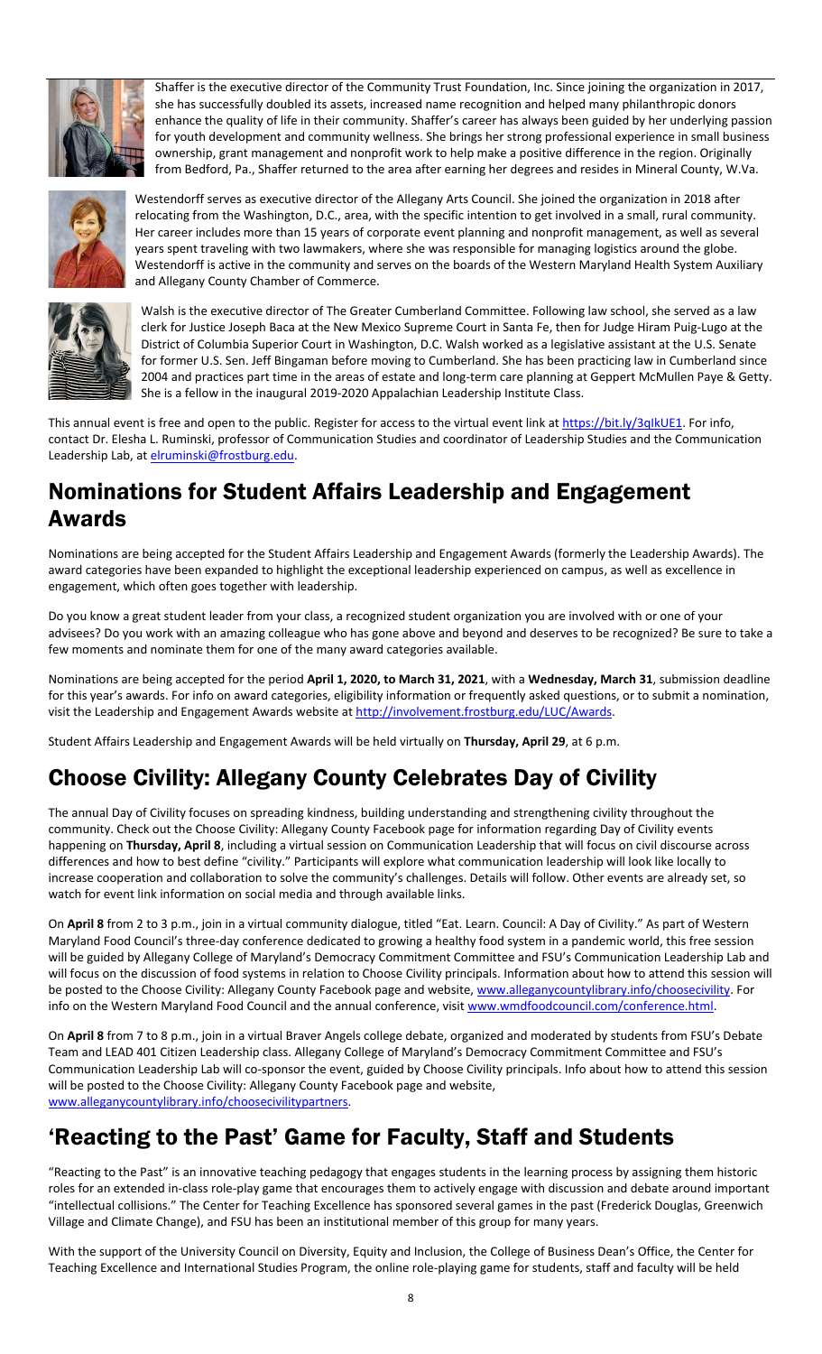Shaffer is the executive director of the Community Trust Foundation, Inc. Since joining the organization in 2017, she has successfully doubled its assets, increased name recognition and helped many philanthropic donors enhance the quality of life in their community. Shaffer's career has always been guided by her underlying passion for youth development and community wellness. She brings her strong professional experience in small business ownership, grant management and nonprofit work to help make a positive difference in the region. Originally from Bedford, Pa., Shaffer returned to the area after earning her degrees and resides in Mineral County, W.Va.

Westendorff serves as executive director of the Allegany Arts Council. She joined the organization in 2018 after relocating from the Washington, D.C., area, with the specific intention to get involved in a small, rural community. Her career includes more than 15 years of corporate event planning and nonprofit management, as well as several years spent traveling with two lawmakers, where she was responsible for managing logistics around the globe. Westendorff is active in the community and serves on the boards of the Western Maryland Health System Auxiliary and Allegany County Chamber of Commerce.

Walsh is the executive director of The Greater Cumberland Committee. Following law school, she served as a law clerk for Justice Joseph Baca at the New Mexico Supreme Court in Santa Fe, then for Judge Hiram Puig-Lugo at the District of Columbia Superior Court in Washington, D.C. Walsh worked as a legislative assistant at the U.S. Senate for former U.S. Sen. Jeff Bingaman before moving to Cumberland. She has been practicing law in Cumberland since 2004 and practices part time in the areas of estate and long-term care planning at Geppert McMullen Paye & Getty. She is a fellow in the inaugural 2019-2020 Appalachian Leadership Institute Class.

This annual event is free and open to the public. Register for access to the virtual event link at https://bit.ly/3qIkUE1. For info, contact Dr. Elesha L. Ruminski, professor of Communication Studies and coordinator of Leadership Studies and the Communication Leadership Lab, at elruminski@frostburg.edu.

## Nominations for Student Affairs Leadership and Engagement Awards

Nominations are being accepted for the Student Affairs Leadership and Engagement Awards (formerly the Leadership Awards). The award categories have been expanded to highlight the exceptional leadership experienced on campus, as well as excellence in engagement, which often goes together with leadership.

Do you know a great student leader from your class, a recognized student organization you are involved with or one of your advisees? Do you work with an amazing colleague who has gone above and beyond and deserves to be recognized? Be sure to take a few moments and nominate them for one of the many award categories available.

Nominations are being accepted for the period **April 1, 2020, to March 31, 2021**, with a **Wednesday, March 31**, submission deadline for this year's awards. For info on award categories, eligibility information or frequently asked questions, or to submit a nomination, visit the Leadership and Engagement Awards website at http://involvement.frostburg.edu/LUC/Awards.

Student Affairs Leadership and Engagement Awards will be held virtually on **Thursday, April 29**, at 6 p.m.

## Choose Civility: Allegany County Celebrates Day of Civility

The annual Day of Civility focuses on spreading kindness, building understanding and strengthening civility throughout the community. Check out the Choose Civility: Allegany County Facebook page for information regarding Day of Civility events happening on **Thursday, April 8**, including a virtual session on Communication Leadership that will focus on civil discourse across differences and how to best define "civility." Participants will explore what communication leadership will look like locally to increase cooperation and collaboration to solve the community's challenges. Details will follow. Other events are already set, so watch for event link information on social media and through available links.

On **April 8** from 2 to 3 p.m., join in a virtual community dialogue, titled "Eat. Learn. Council: A Day of Civility." As part of Western Maryland Food Council's three-day conference dedicated to growing a healthy food system in a pandemic world, this free session will be guided by Allegany College of Maryland's Democracy Commitment Committee and FSU's Communication Leadership Lab and will focus on the discussion of food systems in relation to Choose Civility principals. Information about how to attend this session will be posted to the Choose Civility: Allegany County Facebook page and website, www.alleganycountylibrary.info/choosecivility. For info on the Western Maryland Food Council and the annual conference, visit www.wmdfoodcouncil.com/conference.html.

On **April 8** from 7 to 8 p.m., join in a virtual Braver Angels college debate, organized and moderated by students from FSU's Debate Team and LEAD 401 Citizen Leadership class. Allegany College of Maryland's Democracy Commitment Committee and FSU's Communication Leadership Lab will co-sponsor the event, guided by Choose Civility principals. Info about how to attend this session will be posted to the Choose Civility: Allegany County Facebook page and website, www.alleganycountylibrary.info/choosecivilitypartners.

## 'Reacting to the Past' Game for Faculty, Staff and Students

"Reacting to the Past" is an innovative teaching pedagogy that engages students in the learning process by assigning them historic roles for an extended in-class role-play game that encourages them to actively engage with discussion and debate around important "intellectual collisions." The Center for Teaching Excellence has sponsored several games in the past (Frederick Douglas, Greenwich Village and Climate Change), and FSU has been an institutional member of this group for many years.

With the support of the University Council on Diversity, Equity and Inclusion, the College of Business Dean's Office, the Center for Teaching Excellence and International Studies Program, the online role-playing game for students, staff and faculty will be held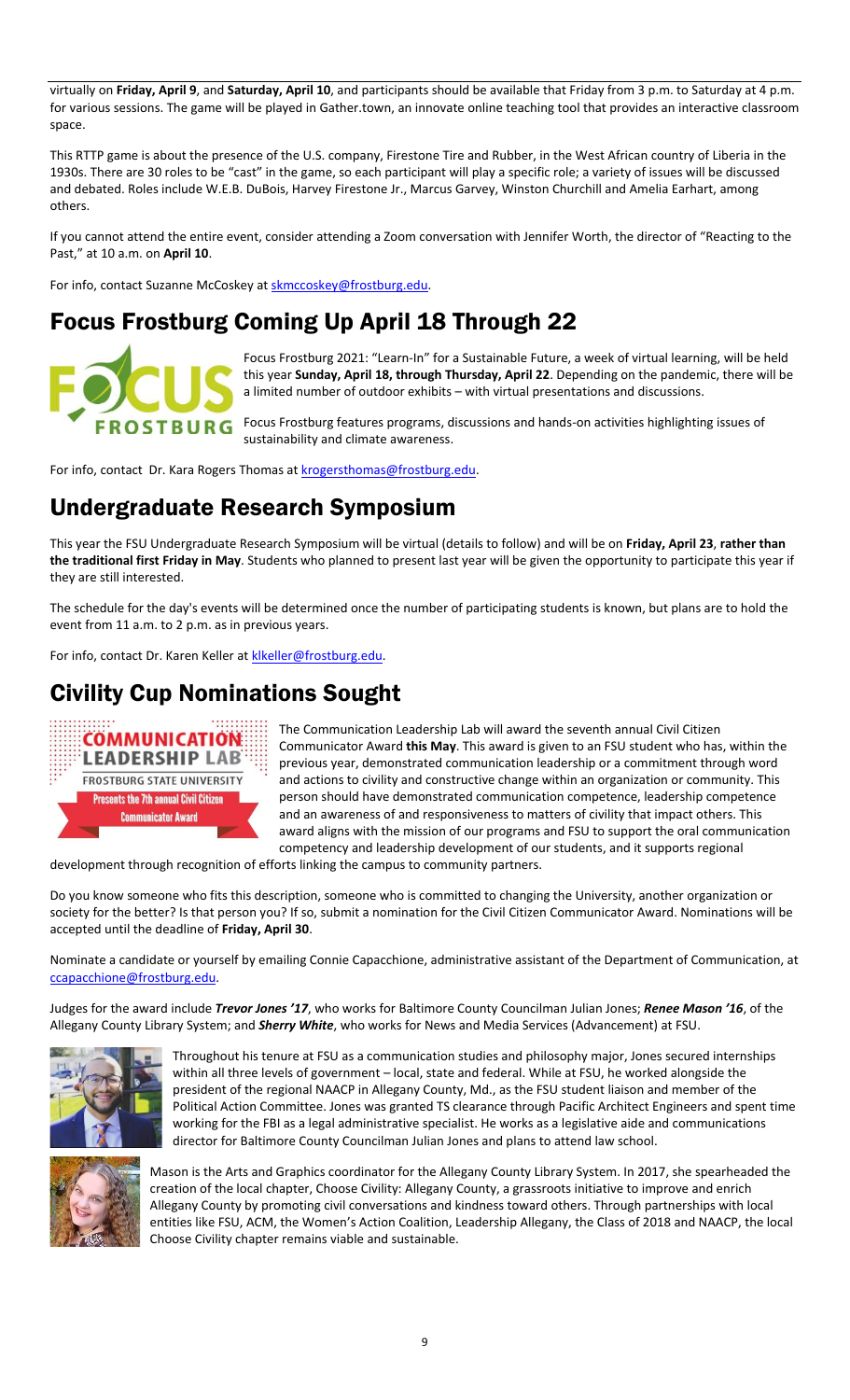virtually on **Friday, April 9**, and **Saturday, April 10**, and participants should be available that Friday from 3 p.m. to Saturday at 4 p.m. for various sessions. The game will be played in Gather.town, an innovate online teaching tool that provides an interactive classroom space.

This RTTP game is about the presence of the U.S. company, Firestone Tire and Rubber, in the West African country of Liberia in the 1930s. There are 30 roles to be "cast" in the game, so each participant will play a specific role; a variety of issues will be discussed and debated. Roles include W.E.B. DuBois, Harvey Firestone Jr., Marcus Garvey, Winston Churchill and Amelia Earhart, among others.

If you cannot attend the entire event, consider attending a Zoom conversation with Jennifer Worth, the director of "Reacting to the Past," at 10 a.m. on **April 10**.

For info, contact Suzanne McCoskey at skmccoskey@frostburg.edu.

# Focus Frostburg Coming Up April 18 Through 22

Focus Frostburg 2021: "Learn-In" for a Sustainable Future, a week of virtual learning, will be held this year **Sunday, April 18, through Thursday, April 22**. Depending on the pandemic, there will be a limited number of outdoor exhibits – with virtual presentations and discussions.

Focus Frostburg features programs, discussions and hands-on activities highlighting issues of sustainability and climate awareness.

For info, contact Dr. Kara Rogers Thomas at krogersthomas@frostburg.edu.

# Undergraduate Research Symposium

This year the FSU Undergraduate Research Symposium will be virtual (details to follow) and will be on **Friday, April 23**, **rather than the traditional first Friday in May**. Students who planned to present last year will be given the opportunity to participate this year if they are still interested.

The schedule for the day's events will be determined once the number of participating students is known, but plans are to hold the event from 11 a.m. to 2 p.m. as in previous years.

For info, contact Dr. Karen Keller at klkeller@frostburg.edu.

# Civility Cup Nominations Sought

The Communication Leadership Lab will award the seventh annual Civil Citizen Communicator Award **this May**. This award is given to an FSU student who has, within the previous year, demonstrated communication leadership or a commitment through word and actions to civility and constructive change within an organization or community. This person should have demonstrated communication competence, leadership competence and an awareness of and responsiveness to matters of civility that impact others. This award aligns with the mission of our programs and FSU to support the oral communication competency and leadership development of our students, and it supports regional development through recognition of efforts linking the campus to community partners.

Do you know someone who fits this description, someone who is committed to changing the University, another organization or society for the better? Is that person you? If so, submit a nomination for the Civil Citizen Communicator Award. Nominations will be accepted until the deadline of **Friday, April 30**.

Nominate a candidate or yourself by emailing Connie Capacchione, administrative assistant of the Department of Communication, at ccapacchione@frostburg.edu.

Judges for the award include ***Trevor Jones '17***, who works for Baltimore County Councilman Julian Jones; ***Renee Mason '16***, of the Allegany County Library System; and ***Sherry White***, who works for News and Media Services (Advancement) at FSU.

Throughout his tenure at FSU as a communication studies and philosophy major, Jones secured internships within all three levels of government – local, state and federal. While at FSU, he worked alongside the president of the regional NAACP in Allegany County, Md., as the FSU student liaison and member of the Political Action Committee. Jones was granted TS clearance through Pacific Architect Engineers and spent time working for the FBI as a legal administrative specialist. He works as a legislative aide and communications director for Baltimore County Councilman Julian Jones and plans to attend law school.

Mason is the Arts and Graphics coordinator for the Allegany County Library System. In 2017, she spearheaded the creation of the local chapter, Choose Civility: Allegany County, a grassroots initiative to improve and enrich Allegany County by promoting civil conversations and kindness toward others. Through partnerships with local entities like FSU, ACM, the Women's Action Coalition, Leadership Allegany, the Class of 2018 and NAACP, the local Choose Civility chapter remains viable and sustainable.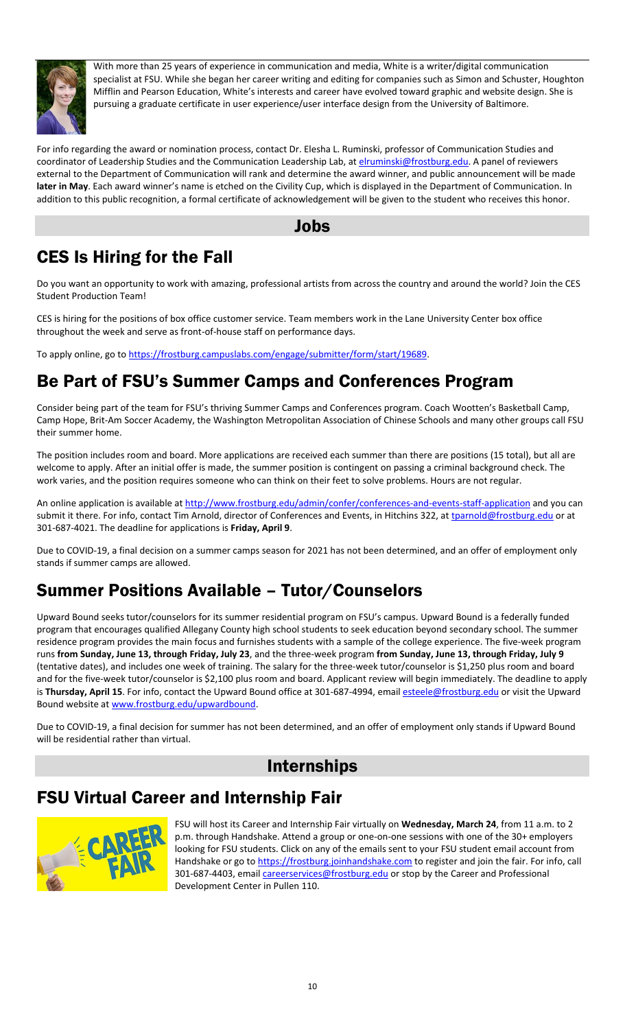With more than 25 years of experience in communication and media, White is a writer/digital communication specialist at FSU. While she began her career writing and editing for companies such as Simon and Schuster, Houghton Mifflin and Pearson Education, White's interests and career have evolved toward graphic and website design. She is pursuing a graduate certificate in user experience/user interface design from the University of Baltimore.

For info regarding the award or nomination process, contact Dr. Elesha L. Ruminski, professor of Communication Studies and coordinator of Leadership Studies and the Communication Leadership Lab, at elruminski@frostburg.edu. A panel of reviewers external to the Department of Communication will rank and determine the award winner, and public announcement will be made **later in May**. Each award winner's name is etched on the Civility Cup, which is displayed in the Department of Communication. In addition to this public recognition, a formal certificate of acknowledgement will be given to the student who receives this honor.

# Jobs

## CES Is Hiring for the Fall

Do you want an opportunity to work with amazing, professional artists from across the country and around the world? Join the CES Student Production Team!

CES is hiring for the positions of box office customer service. Team members work in the Lane University Center box office throughout the week and serve as front-of-house staff on performance days.

To apply online, go to https://frostburg.campuslabs.com/engage/submitter/form/start/19689.

## Be Part of FSU's Summer Camps and Conferences Program

Consider being part of the team for FSU's thriving Summer Camps and Conferences program. Coach Wootten's Basketball Camp, Camp Hope, Brit-Am Soccer Academy, the Washington Metropolitan Association of Chinese Schools and many other groups call FSU their summer home.

The position includes room and board. More applications are received each summer than there are positions (15 total), but all are welcome to apply. After an initial offer is made, the summer position is contingent on passing a criminal background check. The work varies, and the position requires someone who can think on their feet to solve problems. Hours are not regular.

An online application is available at http://www.frostburg.edu/admin/confer/conferences-and-events-staff-application and you can submit it there. For info, contact Tim Arnold, director of Conferences and Events, in Hitchins 322, at tparnold@frostburg.edu or at 301-687-4021. The deadline for applications is **Friday, April 9**.

Due to COVID-19, a final decision on a summer camps season for 2021 has not been determined, and an offer of employment only stands if summer camps are allowed.

## Summer Positions Available – Tutor/Counselors

Upward Bound seeks tutor/counselors for its summer residential program on FSU's campus. Upward Bound is a federally funded program that encourages qualified Allegany County high school students to seek education beyond secondary school. The summer residence program provides the main focus and furnishes students with a sample of the college experience. The five-week program runs **from Sunday, June 13, through Friday, July 23**, and the three-week program **from Sunday, June 13, through Friday, July 9** (tentative dates), and includes one week of training. The salary for the three-week tutor/counselor is $1,250 plus room and board and for the five-week tutor/counselor is $2,100 plus room and board. Applicant review will begin immediately. The deadline to apply is **Thursday, April 15**. For info, contact the Upward Bound office at 301-687-4994, email esteele@frostburg.edu or visit the Upward Bound website at www.frostburg.edu/upwardbound.

Due to COVID-19, a final decision for summer has not been determined, and an offer of employment only stands if Upward Bound will be residential rather than virtual.

# Internships

## FSU Virtual Career and Internship Fair

FSU will host its Career and Internship Fair virtually on **Wednesday, March 24**, from 11 a.m. to 2 p.m. through Handshake. Attend a group or one-on-one sessions with one of the 30+ employers looking for FSU students. Click on any of the emails sent to your FSU student email account from Handshake or go to https://frostburg.joinhandshake.com to register and join the fair. For info, call 301-687-4403, email careerservices@frostburg.edu or stop by the Career and Professional Development Center in Pullen 110.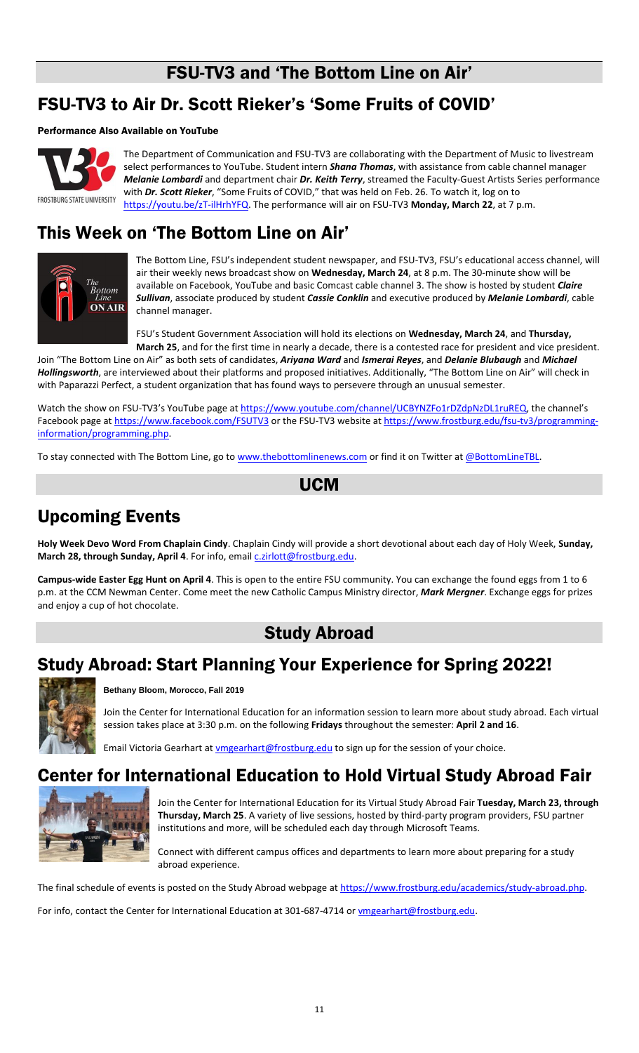# FSU-TV3 and 'The Bottom Line on Air'

## FSU-TV3 to Air Dr. Scott Rieker's 'Some Fruits of COVID'

### Performance Also Available on YouTube

The Department of Communication and FSU-TV3 are collaborating with the Department of Music to livestream select performances to YouTube. Student intern ***Shana Thomas***, with assistance from cable channel manager ***Melanie Lombardi*** and department chair ***Dr. Keith Terry***, streamed the Faculty-Guest Artists Series performance with ***Dr. Scott Rieker***, "Some Fruits of COVID," that was held on Feb. 26. To watch it, log on to https://youtu.be/zT-ilHrhYFQ. The performance will air on FSU-TV3 **Monday, March 22**, at 7 p.m.

## This Week on 'The Bottom Line on Air'

The Bottom Line, FSU's independent student newspaper, and FSU-TV3, FSU's educational access channel, will air their weekly news broadcast show on **Wednesday, March 24**, at 8 p.m. The 30-minute show will be available on Facebook, YouTube and basic Comcast cable channel 3. The show is hosted by student ***Claire Sullivan***, associate produced by student ***Cassie Conklin*** and executive produced by ***Melanie Lombardi***, cable channel manager.

FSU's Student Government Association will hold its elections on **Wednesday, March 24**, and **Thursday, March 25**, and for the first time in nearly a decade, there is a contested race for president and vice president. Join "The Bottom Line on Air" as both sets of candidates, ***Ariyana Ward*** and ***Ismerai Reyes***, and ***Delanie Blubaugh*** and ***Michael Hollingsworth***, are interviewed about their platforms and proposed initiatives. Additionally, "The Bottom Line on Air" will check in with Paparazzi Perfect, a student organization that has found ways to persevere through an unusual semester.

Watch the show on FSU-TV3's YouTube page at https://www.youtube.com/channel/UCBYNZFo1rDZdpNzDL1ruREQ, the channel's Facebook page at https://www.facebook.com/FSUTV3 or the FSU-TV3 website at https://www.frostburg.edu/fsu-tv3/programming-information/programming.php.

To stay connected with The Bottom Line, go to www.thebottomlinenews.com or find it on Twitter at @BottomLineTBL.

# UCM

## Upcoming Events

**Holy Week Devo Word From Chaplain Cindy**. Chaplain Cindy will provide a short devotional about each day of Holy Week, **Sunday, March 28, through Sunday, April 4**. For info, email c.zirlott@frostburg.edu.

**Campus-wide Easter Egg Hunt on April 4**. This is open to the entire FSU community. You can exchange the found eggs from 1 to 6 p.m. at the CCM Newman Center. Come meet the new Catholic Campus Ministry director, ***Mark Mergner***. Exchange eggs for prizes and enjoy a cup of hot chocolate.

# Study Abroad

## Study Abroad: Start Planning Your Experience for Spring 2022!

**Bethany Bloom, Morocco, Fall 2019**

Join the Center for International Education for an information session to learn more about study abroad. Each virtual session takes place at 3:30 p.m. on the following **Fridays** throughout the semester: **April 2 and 16**.

Email Victoria Gearhart at vmgearhart@frostburg.edu to sign up for the session of your choice.

## Center for International Education to Hold Virtual Study Abroad Fair

Join the Center for International Education for its Virtual Study Abroad Fair **Tuesday, March 23, through Thursday, March 25**. A variety of live sessions, hosted by third-party program providers, FSU partner institutions and more, will be scheduled each day through Microsoft Teams.

Connect with different campus offices and departments to learn more about preparing for a study abroad experience.

The final schedule of events is posted on the Study Abroad webpage at https://www.frostburg.edu/academics/study-abroad.php.

For info, contact the Center for International Education at 301-687-4714 or vmgearhart@frostburg.edu.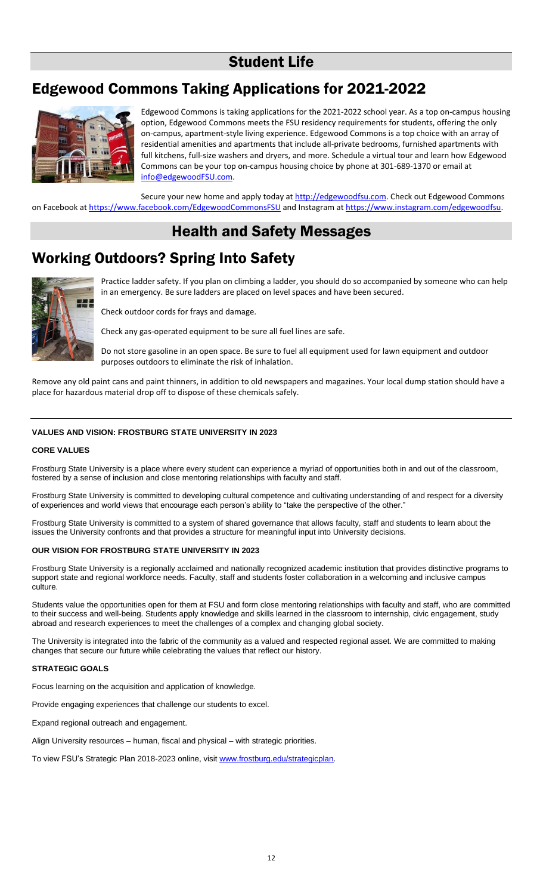# Student Life

## Edgewood Commons Taking Applications for 2021-2022

Edgewood Commons is taking applications for the 2021-2022 school year. As a top on-campus housing option, Edgewood Commons meets the FSU residency requirements for students, offering the only on-campus, apartment-style living experience. Edgewood Commons is a top choice with an array of residential amenities and apartments that include all-private bedrooms, furnished apartments with full kitchens, full-size washers and dryers, and more. Schedule a virtual tour and learn how Edgewood Commons can be your top on-campus housing choice by phone at 301-689-1370 or email at info@edgewoodFSU.com.

Secure your new home and apply today at http://edgewoodfsu.com. Check out Edgewood Commons on Facebook at https://www.facebook.com/EdgewoodCommonsFSU and Instagram at https://www.instagram.com/edgewoodfsu.

# Health and Safety Messages

## Working Outdoors? Spring Into Safety

Practice ladder safety. If you plan on climbing a ladder, you should do so accompanied by someone who can help in an emergency. Be sure ladders are placed on level spaces and have been secured.

Check outdoor cords for frays and damage.

Check any gas-operated equipment to be sure all fuel lines are safe.

Do not store gasoline in an open space. Be sure to fuel all equipment used for lawn equipment and outdoor purposes outdoors to eliminate the risk of inhalation.

Remove any old paint cans and paint thinners, in addition to old newspapers and magazines. Your local dump station should have a place for hazardous material drop off to dispose of these chemicals safely.

---

### VALUES AND VISION: FROSTBURG STATE UNIVERSITY IN 2023

#### CORE VALUES

Frostburg State University is a place where every student can experience a myriad of opportunities both in and out of the classroom, fostered by a sense of inclusion and close mentoring relationships with faculty and staff.

Frostburg State University is committed to developing cultural competence and cultivating understanding of and respect for a diversity of experiences and world views that encourage each person's ability to "take the perspective of the other."

Frostburg State University is committed to a system of shared governance that allows faculty, staff and students to learn about the issues the University confronts and that provides a structure for meaningful input into University decisions.

#### OUR VISION FOR FROSTBURG STATE UNIVERSITY IN 2023

Frostburg State University is a regionally acclaimed and nationally recognized academic institution that provides distinctive programs to support state and regional workforce needs. Faculty, staff and students foster collaboration in a welcoming and inclusive campus culture.

Students value the opportunities open for them at FSU and form close mentoring relationships with faculty and staff, who are committed to their success and well-being. Students apply knowledge and skills learned in the classroom to internship, civic engagement, study abroad and research experiences to meet the challenges of a complex and changing global society.

The University is integrated into the fabric of the community as a valued and respected regional asset. We are committed to making changes that secure our future while celebrating the values that reflect our history.

#### STRATEGIC GOALS

Focus learning on the acquisition and application of knowledge.

Provide engaging experiences that challenge our students to excel.

Expand regional outreach and engagement.

Align University resources – human, fiscal and physical – with strategic priorities.

To view FSU's Strategic Plan 2018-2023 online, visit www.frostburg.edu/strategicplan.